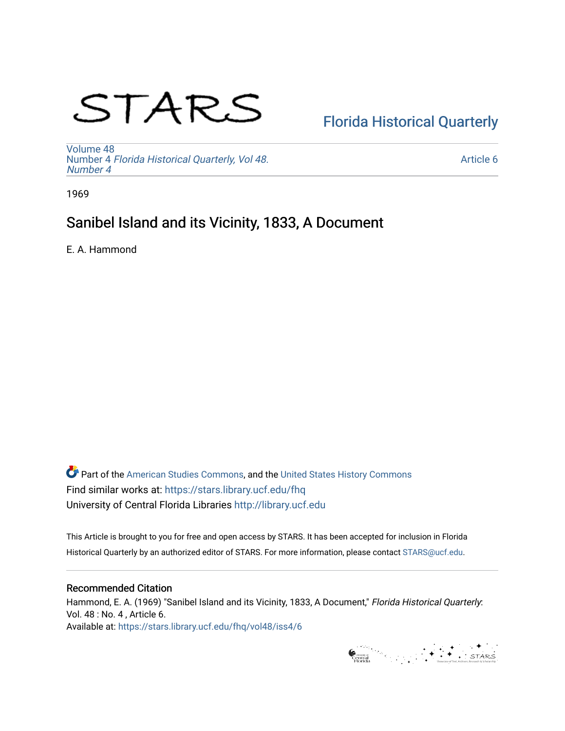STARS

Florida Historical Quarterly

Volume 48
Number 4 *Florida Historical Quarterly, Vol 48. Number 4*

Article 6

1969

# Sanibel Island and its Vicinity, 1833, A Document

E. A. Hammond

Part of the American Studies Commons, and the United States History Commons
Find similar works at: https://stars.library.ucf.edu/fhq
University of Central Florida Libraries http://library.ucf.edu

This Article is brought to you for free and open access by STARS. It has been accepted for inclusion in Florida Historical Quarterly by an authorized editor of STARS. For more information, please contact STARS@ucf.edu.

## Recommended Citation

Hammond, E. A. (1969) "Sanibel Island and its Vicinity, 1833, A Document," *Florida Historical Quarterly*: Vol. 48 : No. 4 , Article 6.
Available at: https://stars.library.ucf.edu/fhq/vol48/iss4/6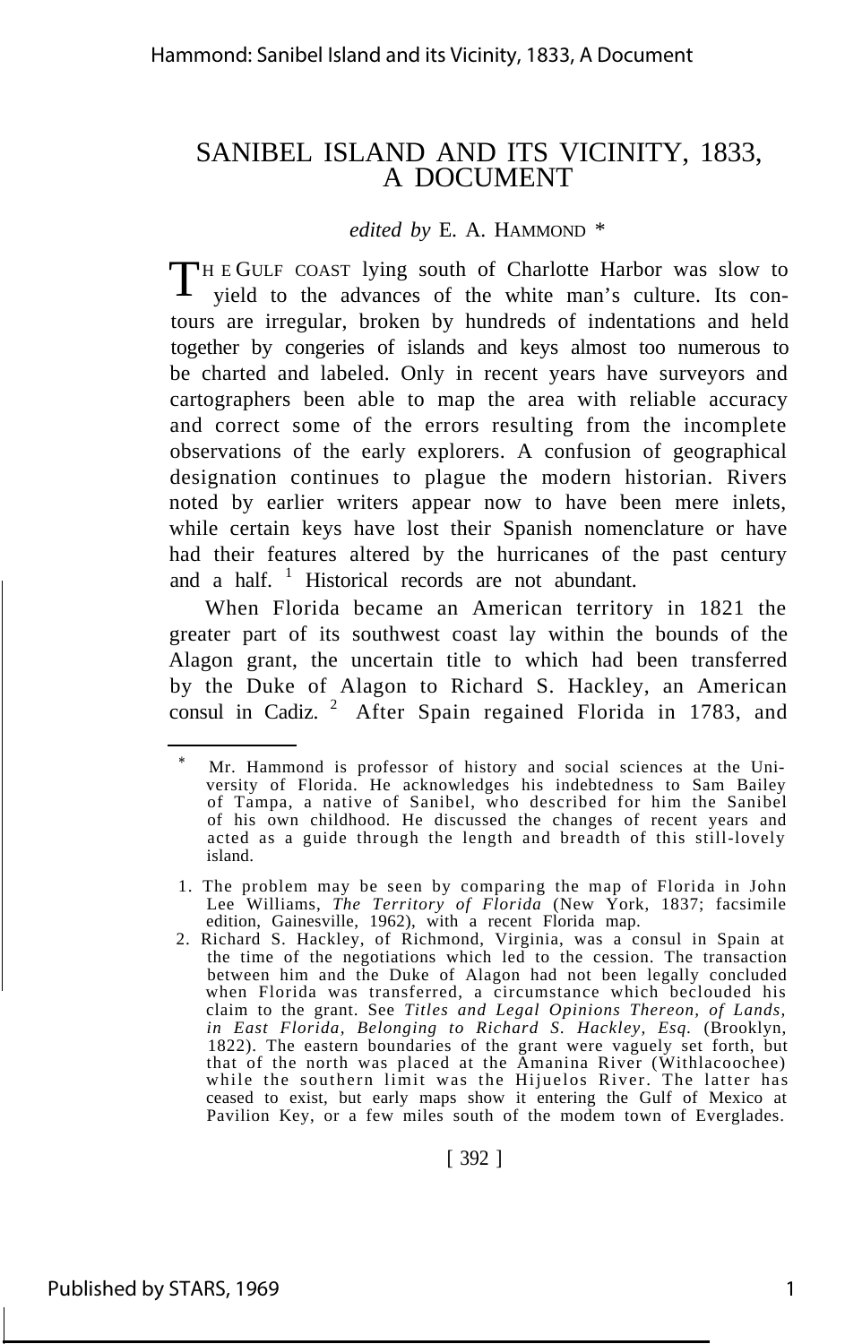# SANIBEL ISLAND AND ITS VICINITY, 1833, A DOCUMENT

*edited by* E. A. HAMMOND *

THE GULF COAST lying south of Charlotte Harbor was slow to yield to the advances of the white man's culture. Its contours are irregular, broken by hundreds of indentations and held together by congeries of islands and keys almost too numerous to be charted and labeled. Only in recent years have surveyors and cartographers been able to map the area with reliable accuracy and correct some of the errors resulting from the incomplete observations of the early explorers. A confusion of geographical designation continues to plague the modern historian. Rivers noted by earlier writers appear now to have been mere inlets, while certain keys have lost their Spanish nomenclature or have had their features altered by the hurricanes of the past century and a half. [1] Historical records are not abundant.

When Florida became an American territory in 1821 the greater part of its southwest coast lay within the bounds of the Alagon grant, the uncertain title to which had been transferred by the Duke of Alagon to Richard S. Hackley, an American consul in Cadiz. [2] After Spain regained Florida in 1783, and

---

\* Mr. Hammond is professor of history and social sciences at the University of Florida. He acknowledges his indebtedness to Sam Bailey of Tampa, a native of Sanibel, who described for him the Sanibel of his own childhood. He discussed the changes of recent years and acted as a guide through the length and breadth of this still-lovely island.

1. The problem may be seen by comparing the map of Florida in John Lee Williams, *The Territory of Florida* (New York, 1837; facsimile edition, Gainesville, 1962), with a recent Florida map.

2. Richard S. Hackley, of Richmond, Virginia, was a consul in Spain at the time of the negotiations which led to the cession. The transaction between him and the Duke of Alagon had not been legally concluded when Florida was transferred, a circumstance which beclouded his claim to the grant. See *Titles and Legal Opinions Thereon, of Lands, in East Florida, Belonging to Richard S. Hackley, Esq.* (Brooklyn, 1822). The eastern boundaries of the grant were vaguely set forth, but that of the north was placed at the Amanina River (Withlacoochee) while the southern limit was the Hijuelos River. The latter has ceased to exist, but early maps show it entering the Gulf of Mexico at Pavilion Key, or a few miles south of the modem town of Everglades.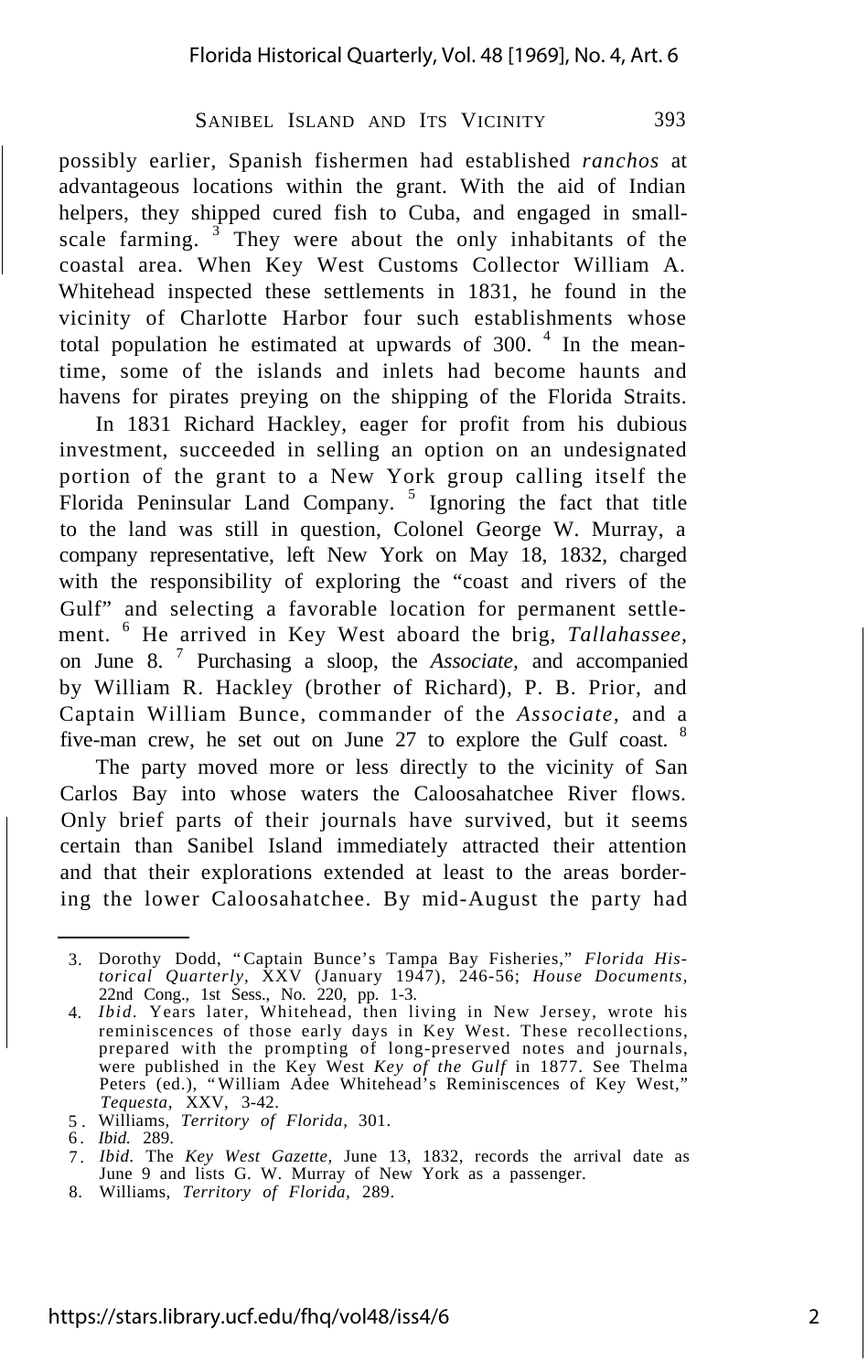possibly earlier, Spanish fishermen had established *ranchos* at advantageous locations within the grant. With the aid of Indian helpers, they shipped cured fish to Cuba, and engaged in small-scale farming. [3] They were about the only inhabitants of the coastal area. When Key West Customs Collector William A. Whitehead inspected these settlements in 1831, he found in the vicinity of Charlotte Harbor four such establishments whose total population he estimated at upwards of 300. [4] In the meantime, some of the islands and inlets had become haunts and havens for pirates preying on the shipping of the Florida Straits.

In 1831 Richard Hackley, eager for profit from his dubious investment, succeeded in selling an option on an undesignated portion of the grant to a New York group calling itself the Florida Peninsular Land Company. [5] Ignoring the fact that title to the land was still in question, Colonel George W. Murray, a company representative, left New York on May 18, 1832, charged with the responsibility of exploring the "coast and rivers of the Gulf" and selecting a favorable location for permanent settlement. [6] He arrived in Key West aboard the brig, *Tallahassee,* on June 8. [7] Purchasing a sloop, the *Associate,* and accompanied by William R. Hackley (brother of Richard), P. B. Prior, and Captain William Bunce, commander of the *Associate,* and a five-man crew, he set out on June 27 to explore the Gulf coast. [8]

The party moved more or less directly to the vicinity of San Carlos Bay into whose waters the Caloosahatchee River flows. Only brief parts of their journals have survived, but it seems certain than Sanibel Island immediately attracted their attention and that their explorations extended at least to the areas bordering the lower Caloosahatchee. By mid-August the party had

---

3. Dorothy Dodd, "Captain Bunce's Tampa Bay Fisheries," *Florida Historical Quarterly,* XXV (January 1947), 246-56; *House Documents,* 22nd Cong., 1st Sess., No. 220, pp. 1-3.
4. *Ibid.* Years later, Whitehead, then living in New Jersey, wrote his reminiscences of those early days in Key West. These recollections, prepared with the prompting of long-preserved notes and journals, were published in the Key West *Key of the Gulf* in 1877. See Thelma Peters (ed.), "William Adee Whitehead's Reminiscences of Key West," *Tequesta,* XXV, 3-42.
5. Williams, *Territory of Florida,* 301.
6. *Ibid.* 289.
7. *Ibid.* The *Key West Gazette,* June 13, 1832, records the arrival date as June 9 and lists G. W. Murray of New York as a passenger.
8. Williams, *Territory of Florida,* 289.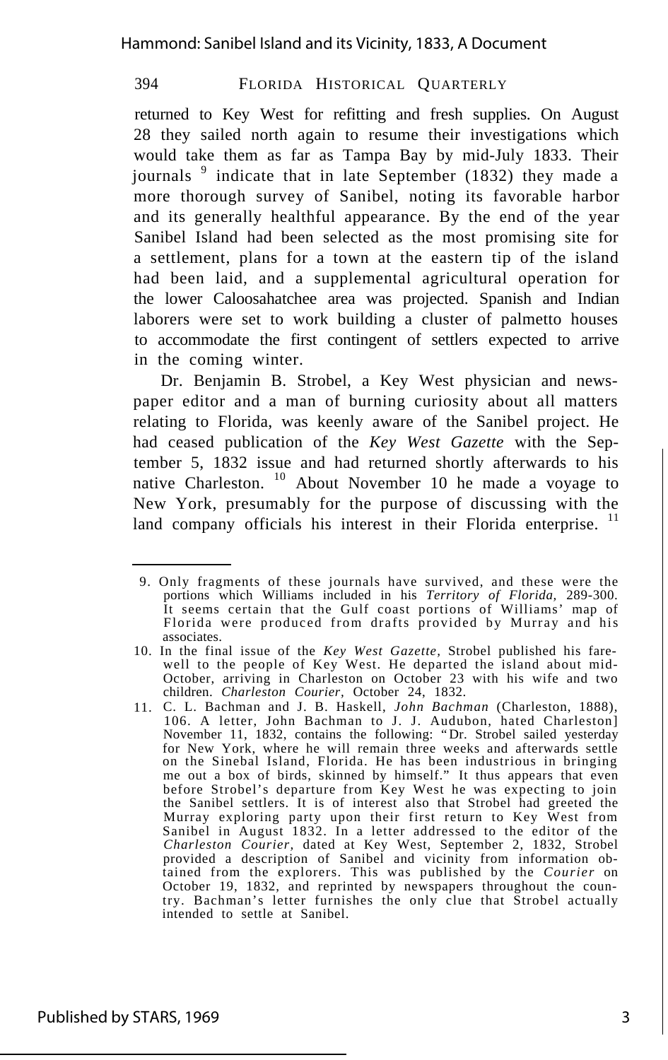returned to Key West for refitting and fresh supplies. On August 28 they sailed north again to resume their investigations which would take them as far as Tampa Bay by mid-July 1833. Their journals [9] indicate that in late September (1832) they made a more thorough survey of Sanibel, noting its favorable harbor and its generally healthful appearance. By the end of the year Sanibel Island had been selected as the most promising site for a settlement, plans for a town at the eastern tip of the island had been laid, and a supplemental agricultural operation for the lower Caloosahatchee area was projected. Spanish and Indian laborers were set to work building a cluster of palmetto houses to accommodate the first contingent of settlers expected to arrive in the coming winter.

Dr. Benjamin B. Strobel, a Key West physician and newspaper editor and a man of burning curiosity about all matters relating to Florida, was keenly aware of the Sanibel project. He had ceased publication of the *Key West Gazette* with the September 5, 1832 issue and had returned shortly afterwards to his native Charleston. [10] About November 10 he made a voyage to New York, presumably for the purpose of discussing with the land company officials his interest in their Florida enterprise. [11]

---

9. Only fragments of these journals have survived, and these were the portions which Williams included in his *Territory of Florida,* 289-300. It seems certain that the Gulf coast portions of Williams' map of Florida were produced from drafts provided by Murray and his associates.

10. In the final issue of the *Key West Gazette,* Strobel published his farewell to the people of Key West. He departed the island about mid-October, arriving in Charleston on October 23 with his wife and two children. *Charleston Courier,* October 24, 1832.

11. C. L. Bachman and J. B. Haskell, *John Bachman* (Charleston, 1888), 106. A letter, John Bachman to J. J. Audubon, hated Charleston] November 11, 1832, contains the following: "Dr. Strobel sailed yesterday for New York, where he will remain three weeks and afterwards settle on the Sinebal Island, Florida. He has been industrious in bringing me out a box of birds, skinned by himself." It thus appears that even before Strobel's departure from Key West he was expecting to join the Sanibel settlers. It is of interest also that Strobel had greeted the Murray exploring party upon their first return to Key West from Sanibel in August 1832. In a letter addressed to the editor of the *Charleston Courier,* dated at Key West, September 2, 1832, Strobel provided a description of Sanibel and vicinity from information obtained from the explorers. This was published by the *Courier* on October 19, 1832, and reprinted by newspapers throughout the country. Bachman's letter furnishes the only clue that Strobel actually intended to settle at Sanibel.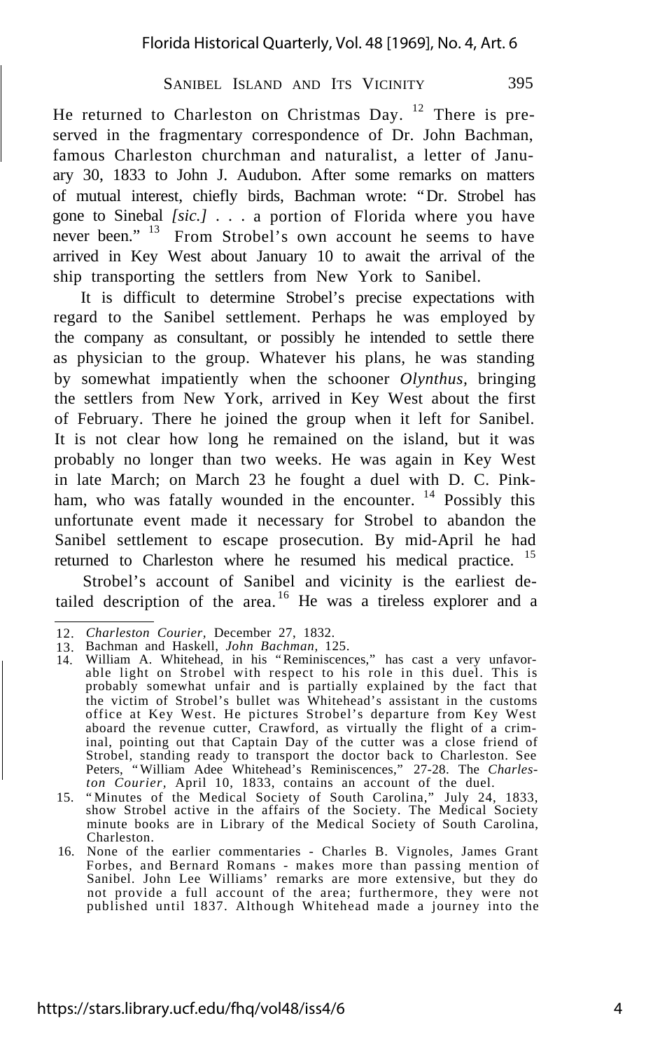He returned to Charleston on Christmas Day. [12] There is preserved in the fragmentary correspondence of Dr. John Bachman, famous Charleston churchman and naturalist, a letter of January 30, 1833 to John J. Audubon. After some remarks on matters of mutual interest, chiefly birds, Bachman wrote: "Dr. Strobel has gone to Sinebal *[sic.]* . . . a portion of Florida where you have never been." [13] From Strobel's own account he seems to have arrived in Key West about January 10 to await the arrival of the ship transporting the settlers from New York to Sanibel.

It is difficult to determine Strobel's precise expectations with regard to the Sanibel settlement. Perhaps he was employed by the company as consultant, or possibly he intended to settle there as physician to the group. Whatever his plans, he was standing by somewhat impatiently when the schooner *Olynthus,* bringing the settlers from New York, arrived in Key West about the first of February. There he joined the group when it left for Sanibel. It is not clear how long he remained on the island, but it was probably no longer than two weeks. He was again in Key West in late March; on March 23 he fought a duel with D. C. Pinkham, who was fatally wounded in the encounter. [14] Possibly this unfortunate event made it necessary for Strobel to abandon the Sanibel settlement to escape prosecution. By mid-April he had returned to Charleston where he resumed his medical practice. [15]

Strobel's account of Sanibel and vicinity is the earliest detailed description of the area. [16] He was a tireless explorer and a

---

12. *Charleston Courier,* December 27, 1832.
13. Bachman and Haskell, *John Bachman,* 125.
14. William A. Whitehead, in his "Reminiscences," has cast a very unfavorable light on Strobel with respect to his role in this duel. This is probably somewhat unfair and is partially explained by the fact that the victim of Strobel's bullet was Whitehead's assistant in the customs office at Key West. He pictures Strobel's departure from Key West aboard the revenue cutter, Crawford, as virtually the flight of a criminal, pointing out that Captain Day of the cutter was a close friend of Strobel, standing ready to transport the doctor back to Charleston. See Peters, "William Adee Whitehead's Reminiscences," 27-28. The *Charleston Courier,* April 10, 1833, contains an account of the duel.
15. "Minutes of the Medical Society of South Carolina," July 24, 1833, show Strobel active in the affairs of the Society. The Medical Society minute books are in Library of the Medical Society of South Carolina, Charleston.
16. None of the earlier commentaries - Charles B. Vignoles, James Grant Forbes, and Bernard Romans - makes more than passing mention of Sanibel. John Lee Williams' remarks are more extensive, but they do not provide a full account of the area; furthermore, they were not published until 1837. Although Whitehead made a journey into the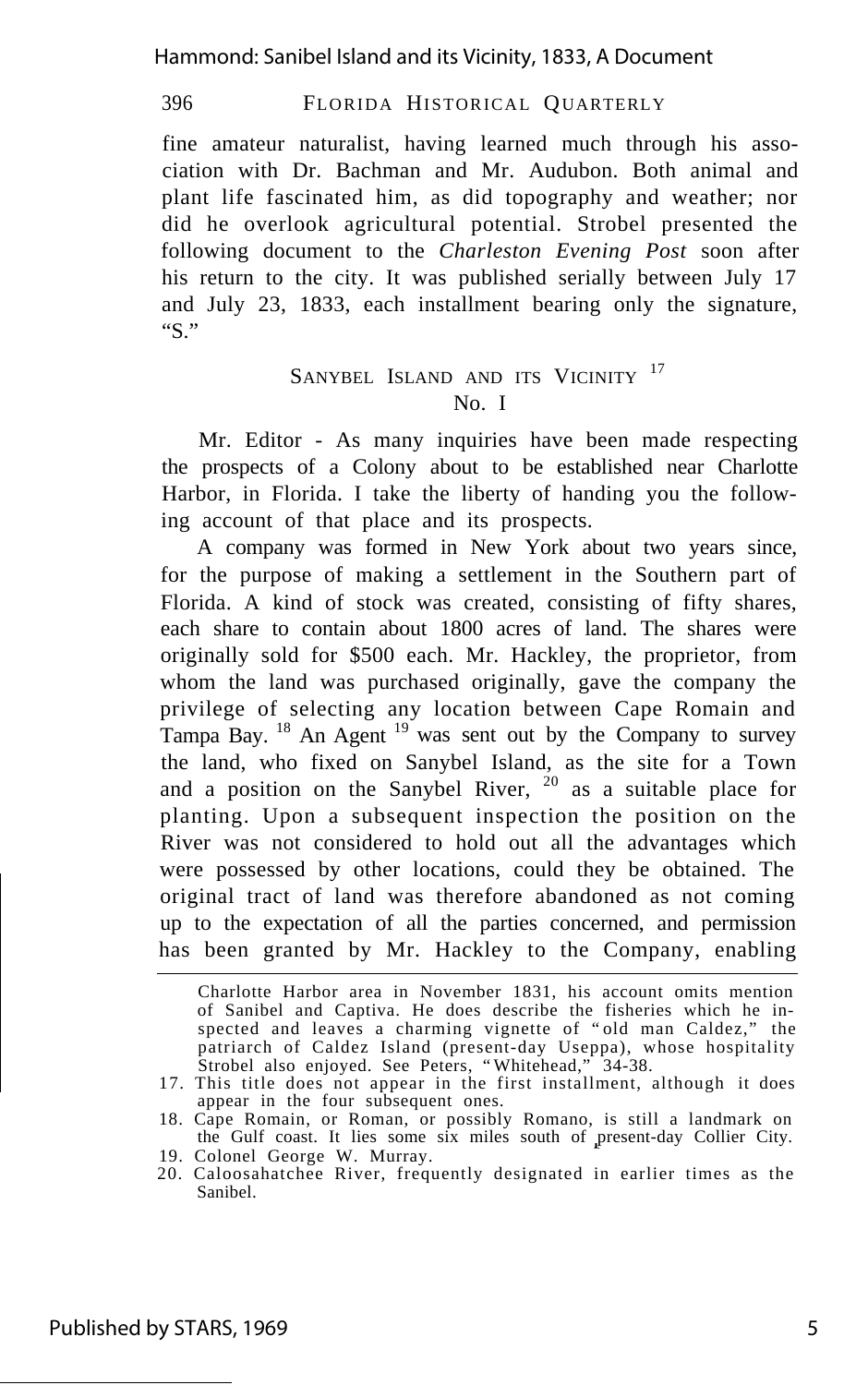fine amateur naturalist, having learned much through his association with Dr. Bachman and Mr. Audubon. Both animal and plant life fascinated him, as did topography and weather; nor did he overlook agricultural potential. Strobel presented the following document to the *Charleston Evening Post* soon after his return to the city. It was published serially between July 17 and July 23, 1833, each installment bearing only the signature, "S."

## SANYBEL ISLAND AND ITS VICINITY [17]

### No. I

Mr. Editor - As many inquiries have been made respecting the prospects of a Colony about to be established near Charlotte Harbor, in Florida. I take the liberty of handing you the following account of that place and its prospects.

A company was formed in New York about two years since, for the purpose of making a settlement in the Southern part of Florida. A kind of stock was created, consisting of fifty shares, each share to contain about 1800 acres of land. The shares were originally sold for $500 each. Mr. Hackley, the proprietor, from whom the land was purchased originally, gave the company the privilege of selecting any location between Cape Romain and Tampa Bay. [18] An Agent [19] was sent out by the Company to survey the land, who fixed on Sanybel Island, as the site for a Town and a position on the Sanybel River, [20] as a suitable place for planting. Upon a subsequent inspection the position on the River was not considered to hold out all the advantages which were possessed by other locations, could they be obtained. The original tract of land was therefore abandoned as not coming up to the expectation of all the parties concerned, and permission has been granted by Mr. Hackley to the Company, enabling

---

Charlotte Harbor area in November 1831, his account omits mention of Sanibel and Captiva. He does describe the fisheries which he inspected and leaves a charming vignette of "old man Caldez," the patriarch of Caldez Island (present-day Useppa), whose hospitality Strobel also enjoyed. See Peters, "Whitehead," 34-38.

17. This title does not appear in the first installment, although it does appear in the four subsequent ones.
18. Cape Romain, or Roman, or possibly Romano, is still a landmark on the Gulf coast. It lies some six miles south of present-day Collier City.
19. Colonel George W. Murray.
20. Caloosahatchee River, frequently designated in earlier times as the Sanibel.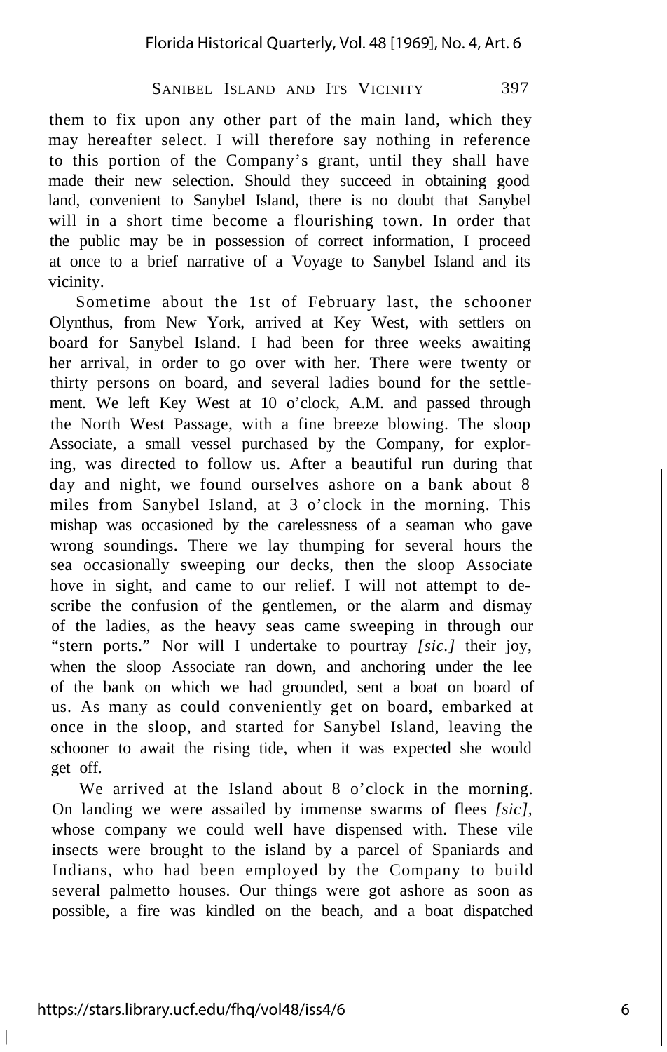them to fix upon any other part of the main land, which they may hereafter select. I will therefore say nothing in reference to this portion of the Company's grant, until they shall have made their new selection. Should they succeed in obtaining good land, convenient to Sanybel Island, there is no doubt that Sanybel will in a short time become a flourishing town. In order that the public may be in possession of correct information, I proceed at once to a brief narrative of a Voyage to Sanybel Island and its vicinity.

Sometime about the 1st of February last, the schooner Olynthus, from New York, arrived at Key West, with settlers on board for Sanybel Island. I had been for three weeks awaiting her arrival, in order to go over with her. There were twenty or thirty persons on board, and several ladies bound for the settlement. We left Key West at 10 o'clock, A.M. and passed through the North West Passage, with a fine breeze blowing. The sloop Associate, a small vessel purchased by the Company, for exploring, was directed to follow us. After a beautiful run during that day and night, we found ourselves ashore on a bank about 8 miles from Sanybel Island, at 3 o'clock in the morning. This mishap was occasioned by the carelessness of a seaman who gave wrong soundings. There we lay thumping for several hours the sea occasionally sweeping our decks, then the sloop Associate hove in sight, and came to our relief. I will not attempt to describe the confusion of the gentlemen, or the alarm and dismay of the ladies, as the heavy seas came sweeping in through our "stern ports." Nor will I undertake to pourtray *[sic.]* their joy, when the sloop Associate ran down, and anchoring under the lee of the bank on which we had grounded, sent a boat on board of us. As many as could conveniently get on board, embarked at once in the sloop, and started for Sanybel Island, leaving the schooner to await the rising tide, when it was expected she would get off.

We arrived at the Island about 8 o'clock in the morning. On landing we were assailed by immense swarms of flees *[sic]*, whose company we could well have dispensed with. These vile insects were brought to the island by a parcel of Spaniards and Indians, who had been employed by the Company to build several palmetto houses. Our things were got ashore as soon as possible, a fire was kindled on the beach, and a boat dispatched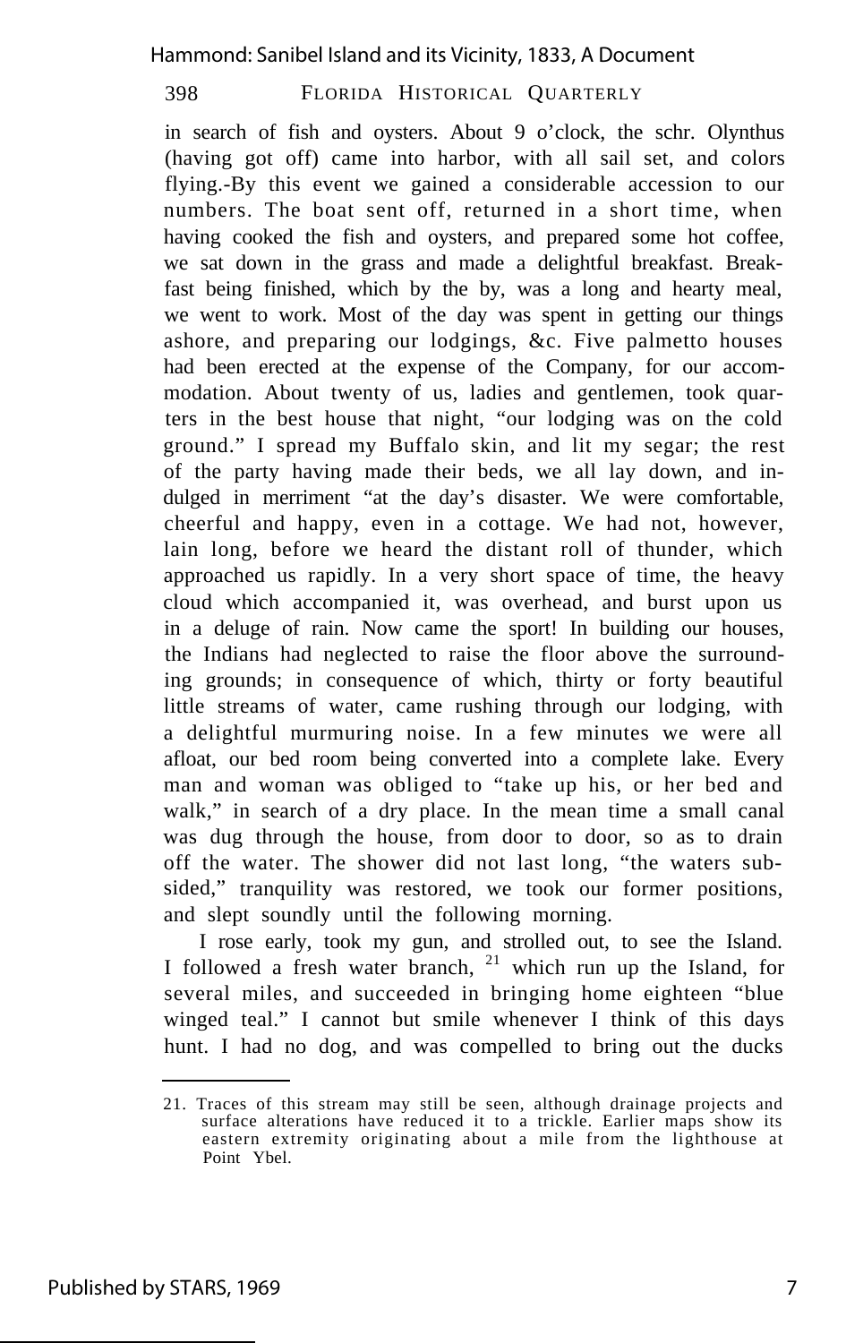in search of fish and oysters. About 9 o'clock, the schr. Olynthus (having got off) came into harbor, with all sail set, and colors flying.-By this event we gained a considerable accession to our numbers. The boat sent off, returned in a short time, when having cooked the fish and oysters, and prepared some hot coffee, we sat down in the grass and made a delightful breakfast. Breakfast being finished, which by the by, was a long and hearty meal, we went to work. Most of the day was spent in getting our things ashore, and preparing our lodgings, &c. Five palmetto houses had been erected at the expense of the Company, for our accommodation. About twenty of us, ladies and gentlemen, took quarters in the best house that night, "our lodging was on the cold ground." I spread my Buffalo skin, and lit my segar; the rest of the party having made their beds, we all lay down, and indulged in merriment "at the day's disaster. We were comfortable, cheerful and happy, even in a cottage. We had not, however, lain long, before we heard the distant roll of thunder, which approached us rapidly. In a very short space of time, the heavy cloud which accompanied it, was overhead, and burst upon us in a deluge of rain. Now came the sport! In building our houses, the Indians had neglected to raise the floor above the surrounding grounds; in consequence of which, thirty or forty beautiful little streams of water, came rushing through our lodging, with a delightful murmuring noise. In a few minutes we were all afloat, our bed room being converted into a complete lake. Every man and woman was obliged to "take up his, or her bed and walk," in search of a dry place. In the mean time a small canal was dug through the house, from door to door, so as to drain off the water. The shower did not last long, "the waters subsided," tranquility was restored, we took our former positions, and slept soundly until the following morning.

I rose early, took my gun, and strolled out, to see the Island. I followed a fresh water branch, [21] which run up the Island, for several miles, and succeeded in bringing home eighteen "blue winged teal." I cannot but smile whenever I think of this days hunt. I had no dog, and was compelled to bring out the ducks

---

21. Traces of this stream may still be seen, although drainage projects and surface alterations have reduced it to a trickle. Earlier maps show its eastern extremity originating about a mile from the lighthouse at Point Ybel.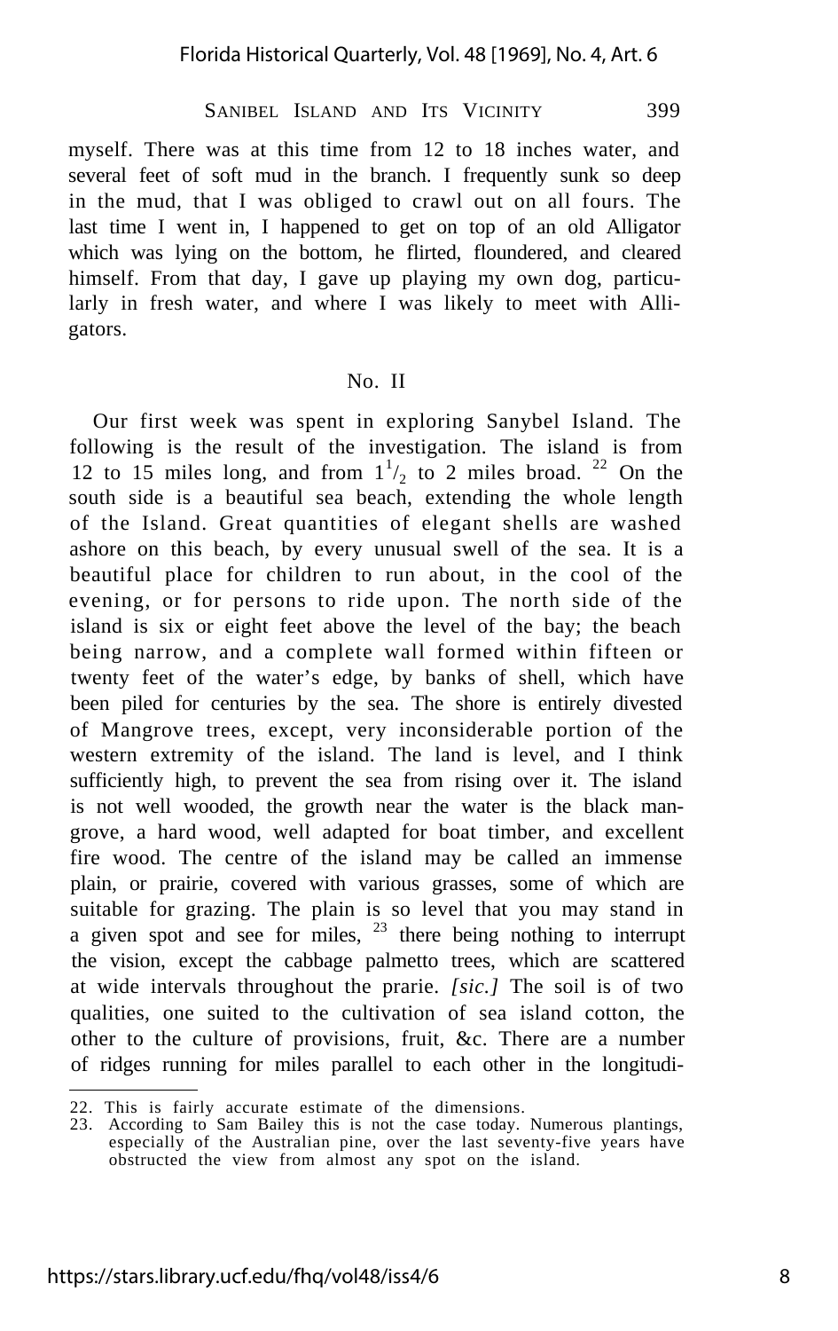myself. There was at this time from 12 to 18 inches water, and several feet of soft mud in the branch. I frequently sunk so deep in the mud, that I was obliged to crawl out on all fours. The last time I went in, I happened to get on top of an old Alligator which was lying on the bottom, he flirted, floundered, and cleared himself. From that day, I gave up playing my own dog, particularly in fresh water, and where I was likely to meet with Alligators.

## No. II

Our first week was spent in exploring Sanybel Island. The following is the result of the investigation. The island is from 12 to 15 miles long, and from $1^1/_2$ to 2 miles broad. [22] On the south side is a beautiful sea beach, extending the whole length of the Island. Great quantities of elegant shells are washed ashore on this beach, by every unusual swell of the sea. It is a beautiful place for children to run about, in the cool of the evening, or for persons to ride upon. The north side of the island is six or eight feet above the level of the bay; the beach being narrow, and a complete wall formed within fifteen or twenty feet of the water's edge, by banks of shell, which have been piled for centuries by the sea. The shore is entirely divested of Mangrove trees, except, very inconsiderable portion of the western extremity of the island. The land is level, and I think sufficiently high, to prevent the sea from rising over it. The island is not well wooded, the growth near the water is the black mangrove, a hard wood, well adapted for boat timber, and excellent fire wood. The centre of the island may be called an immense plain, or prairie, covered with various grasses, some of which are suitable for grazing. The plain is so level that you may stand in a given spot and see for miles, [23] there being nothing to interrupt the vision, except the cabbage palmetto trees, which are scattered at wide intervals throughout the prarie. *[sic.]* The soil is of two qualities, one suited to the cultivation of sea island cotton, the other to the culture of provisions, fruit, &c. There are a number of ridges running for miles parallel to each other in the longitudi-

---

22. This is fairly accurate estimate of the dimensions.
23. According to Sam Bailey this is not the case today. Numerous plantings, especially of the Australian pine, over the last seventy-five years have obstructed the view from almost any spot on the island.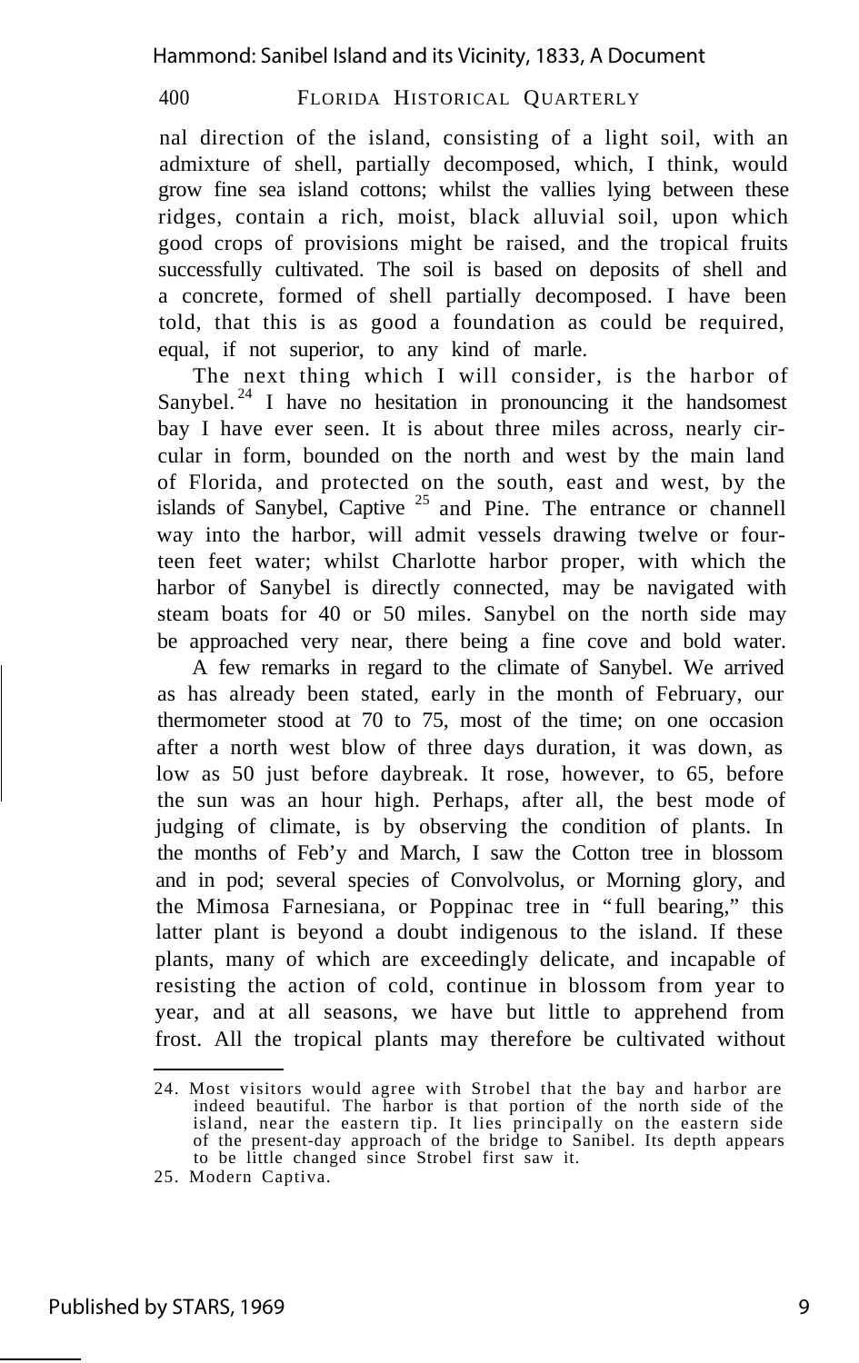nal direction of the island, consisting of a light soil, with an admixture of shell, partially decomposed, which, I think, would grow fine sea island cottons; whilst the vallies lying between these ridges, contain a rich, moist, black alluvial soil, upon which good crops of provisions might be raised, and the tropical fruits successfully cultivated. The soil is based on deposits of shell and a concrete, formed of shell partially decomposed. I have been told, that this is as good a foundation as could be required, equal, if not superior, to any kind of marle.

The next thing which I will consider, is the harbor of Sanybel.[24] I have no hesitation in pronouncing it the handsomest bay I have ever seen. It is about three miles across, nearly circular in form, bounded on the north and west by the main land of Florida, and protected on the south, east and west, by the islands of Sanybel, Captive[25] and Pine. The entrance or channell way into the harbor, will admit vessels drawing twelve or fourteen feet water; whilst Charlotte harbor proper, with which the harbor of Sanybel is directly connected, may be navigated with steam boats for 40 or 50 miles. Sanybel on the north side may be approached very near, there being a fine cove and bold water.

A few remarks in regard to the climate of Sanybel. We arrived as has already been stated, early in the month of February, our thermometer stood at 70 to 75, most of the time; on one occasion after a north west blow of three days duration, it was down, as low as 50 just before daybreak. It rose, however, to 65, before the sun was an hour high. Perhaps, after all, the best mode of judging of climate, is by observing the condition of plants. In the months of Feb'y and March, I saw the Cotton tree in blossom and in pod; several species of Convolvolus, or Morning glory, and the Mimosa Farnesiana, or Poppinac tree in "full bearing," this latter plant is beyond a doubt indigenous to the island. If these plants, many of which are exceedingly delicate, and incapable of resisting the action of cold, continue in blossom from year to year, and at all seasons, we have but little to apprehend from frost. All the tropical plants may therefore be cultivated without

---

24. Most visitors would agree with Strobel that the bay and harbor are indeed beautiful. The harbor is that portion of the north side of the island, near the eastern tip. It lies principally on the eastern side of the present-day approach of the bridge to Sanibel. Its depth appears to be little changed since Strobel first saw it.

25. Modern Captiva.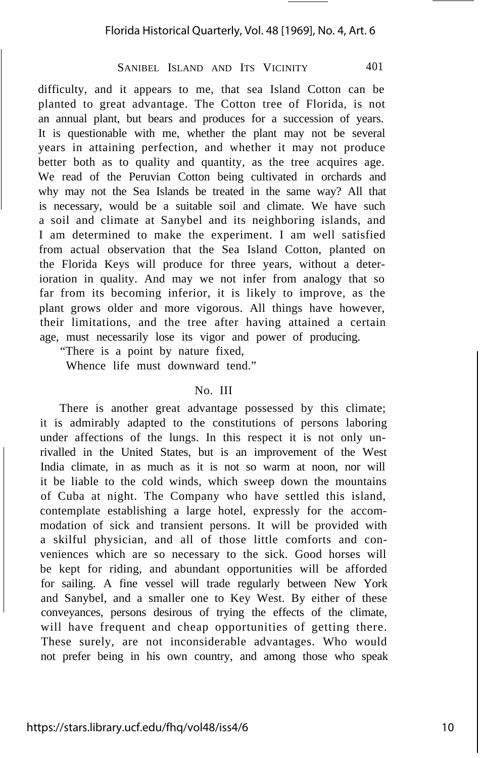difficulty, and it appears to me, that sea Island Cotton can be planted to great advantage. The Cotton tree of Florida, is not an annual plant, but bears and produces for a succession of years. It is questionable with me, whether the plant may not be several years in attaining perfection, and whether it may not produce better both as to quality and quantity, as the tree acquires age. We read of the Peruvian Cotton being cultivated in orchards and why may not the Sea Islands be treated in the same way? All that is necessary, would be a suitable soil and climate. We have such a soil and climate at Sanybel and its neighboring islands, and I am determined to make the experiment. I am well satisfied from actual observation that the Sea Island Cotton, planted on the Florida Keys will produce for three years, without a deterioration in quality. And may we not infer from analogy that so far from its becoming inferior, it is likely to improve, as the plant grows older and more vigorous. All things have however, their limitations, and the tree after having attained a certain age, must necessarily lose its vigor and power of producing.

"There is a point by nature fixed,
Whence life must downward tend."

## No. III

There is another great advantage possessed by this climate; it is admirably adapted to the constitutions of persons laboring under affections of the lungs. In this respect it is not only unrivalled in the United States, but is an improvement of the West India climate, in as much as it is not so warm at noon, nor will it be liable to the cold winds, which sweep down the mountains of Cuba at night. The Company who have settled this island, contemplate establishing a large hotel, expressly for the accommodation of sick and transient persons. It will be provided with a skilful physician, and all of those little comforts and conveniences which are so necessary to the sick. Good horses will be kept for riding, and abundant opportunities will be afforded for sailing. A fine vessel will trade regularly between New York and Sanybel, and a smaller one to Key West. By either of these conveyances, persons desirous of trying the effects of the climate, will have frequent and cheap opportunities of getting there. These surely, are not inconsiderable advantages. Who would not prefer being in his own country, and among those who speak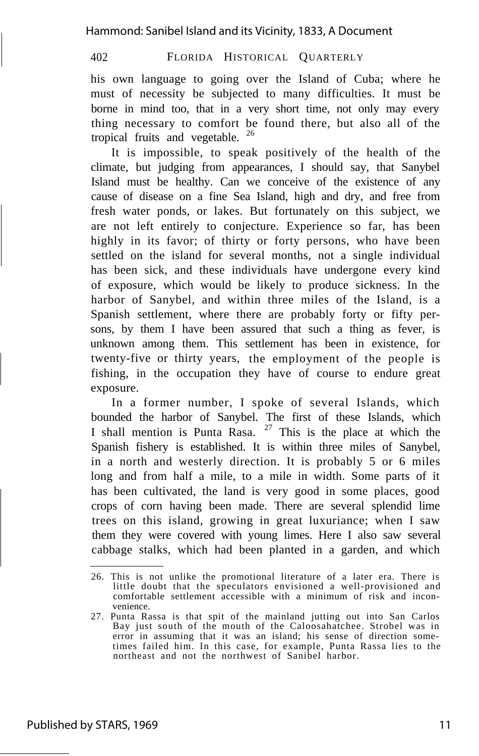his own language to going over the Island of Cuba; where he must of necessity be subjected to many difficulties. It must be borne in mind too, that in a very short time, not only may every thing necessary to comfort be found there, but also all of the tropical fruits and vegetable. [26]

It is impossible, to speak positively of the health of the climate, but judging from appearances, I should say, that Sanybel Island must be healthy. Can we conceive of the existence of any cause of disease on a fine Sea Island, high and dry, and free from fresh water ponds, or lakes. But fortunately on this subject, we are not left entirely to conjecture. Experience so far, has been highly in its favor; of thirty or forty persons, who have been settled on the island for several months, not a single individual has been sick, and these individuals have undergone every kind of exposure, which would be likely to produce sickness. In the harbor of Sanybel, and within three miles of the Island, is a Spanish settlement, where there are probably forty or fifty persons, by them I have been assured that such a thing as fever, is unknown among them. This settlement has been in existence, for twenty-five or thirty years, the employment of the people is fishing, in the occupation they have of course to endure great exposure.

In a former number, I spoke of several Islands, which bounded the harbor of Sanybel. The first of these Islands, which I shall mention is Punta Rasa. [27] This is the place at which the Spanish fishery is established. It is within three miles of Sanybel, in a north and westerly direction. It is probably 5 or 6 miles long and from half a mile, to a mile in width. Some parts of it has been cultivated, the land is very good in some places, good crops of corn having been made. There are several splendid lime trees on this island, growing in great luxuriance; when I saw them they were covered with young limes. Here I also saw several cabbage stalks, which had been planted in a garden, and which

---

26. This is not unlike the promotional literature of a later era. There is little doubt that the speculators envisioned a well-provisioned and comfortable settlement accessible with a minimum of risk and inconvenience.

27. Punta Rassa is that spit of the mainland jutting out into San Carlos Bay just south of the mouth of the Caloosahatchee. Strobel was in error in assuming that it was an island; his sense of direction sometimes failed him. In this case, for example, Punta Rassa lies to the northeast and not the northwest of Sanibel harbor.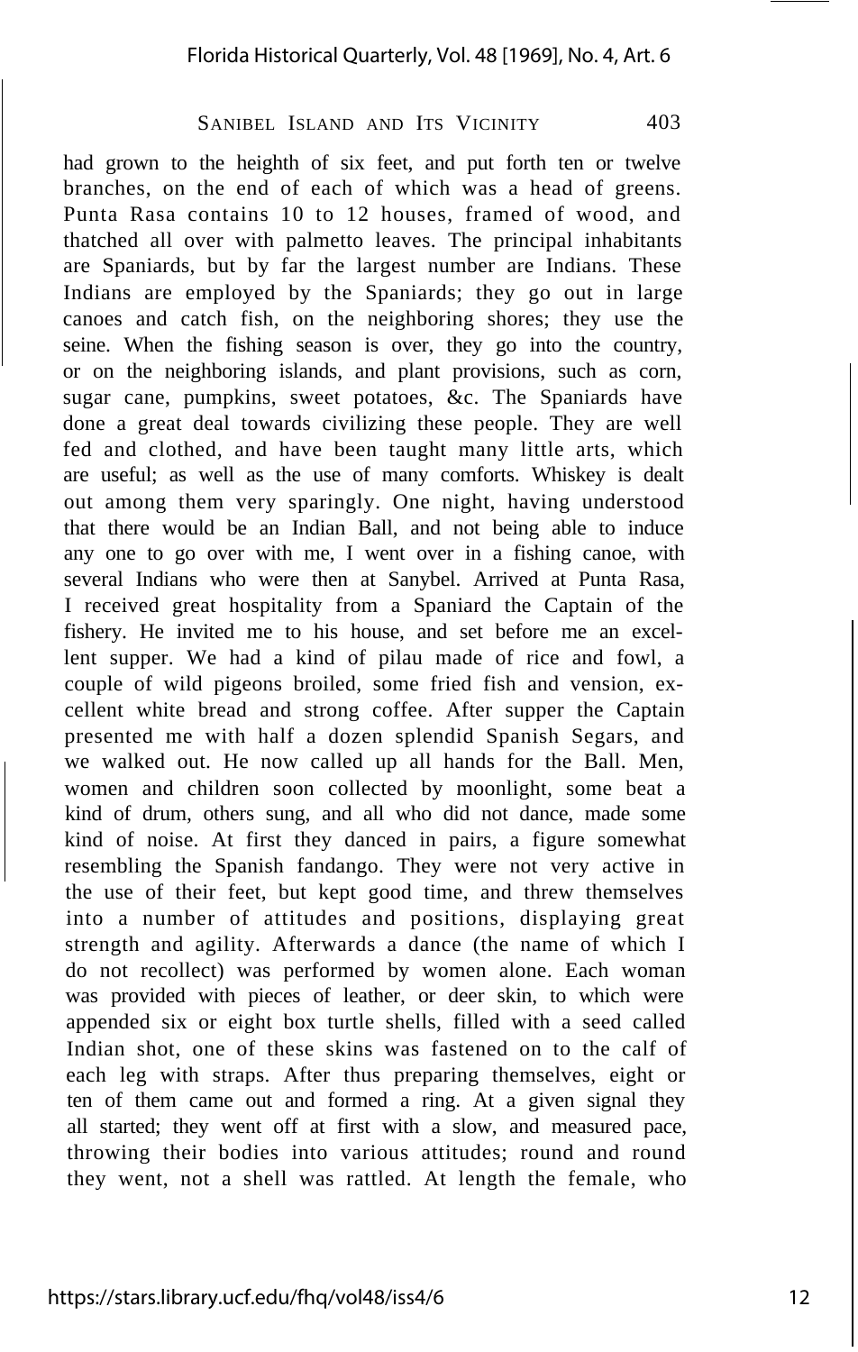had grown to the heighth of six feet, and put forth ten or twelve branches, on the end of each of which was a head of greens. Punta Rasa contains 10 to 12 houses, framed of wood, and thatched all over with palmetto leaves. The principal inhabitants are Spaniards, but by far the largest number are Indians. These Indians are employed by the Spaniards; they go out in large canoes and catch fish, on the neighboring shores; they use the seine. When the fishing season is over, they go into the country, or on the neighboring islands, and plant provisions, such as corn, sugar cane, pumpkins, sweet potatoes, &c. The Spaniards have done a great deal towards civilizing these people. They are well fed and clothed, and have been taught many little arts, which are useful; as well as the use of many comforts. Whiskey is dealt out among them very sparingly. One night, having understood that there would be an Indian Ball, and not being able to induce any one to go over with me, I went over in a fishing canoe, with several Indians who were then at Sanybel. Arrived at Punta Rasa, I received great hospitality from a Spaniard the Captain of the fishery. He invited me to his house, and set before me an excellent supper. We had a kind of pilau made of rice and fowl, a couple of wild pigeons broiled, some fried fish and vension, excellent white bread and strong coffee. After supper the Captain presented me with half a dozen splendid Spanish Segars, and we walked out. He now called up all hands for the Ball. Men, women and children soon collected by moonlight, some beat a kind of drum, others sung, and all who did not dance, made some kind of noise. At first they danced in pairs, a figure somewhat resembling the Spanish fandango. They were not very active in the use of their feet, but kept good time, and threw themselves into a number of attitudes and positions, displaying great strength and agility. Afterwards a dance (the name of which I do not recollect) was performed by women alone. Each woman was provided with pieces of leather, or deer skin, to which were appended six or eight box turtle shells, filled with a seed called Indian shot, one of these skins was fastened on to the calf of each leg with straps. After thus preparing themselves, eight or ten of them came out and formed a ring. At a given signal they all started; they went off at first with a slow, and measured pace, throwing their bodies into various attitudes; round and round they went, not a shell was rattled. At length the female, who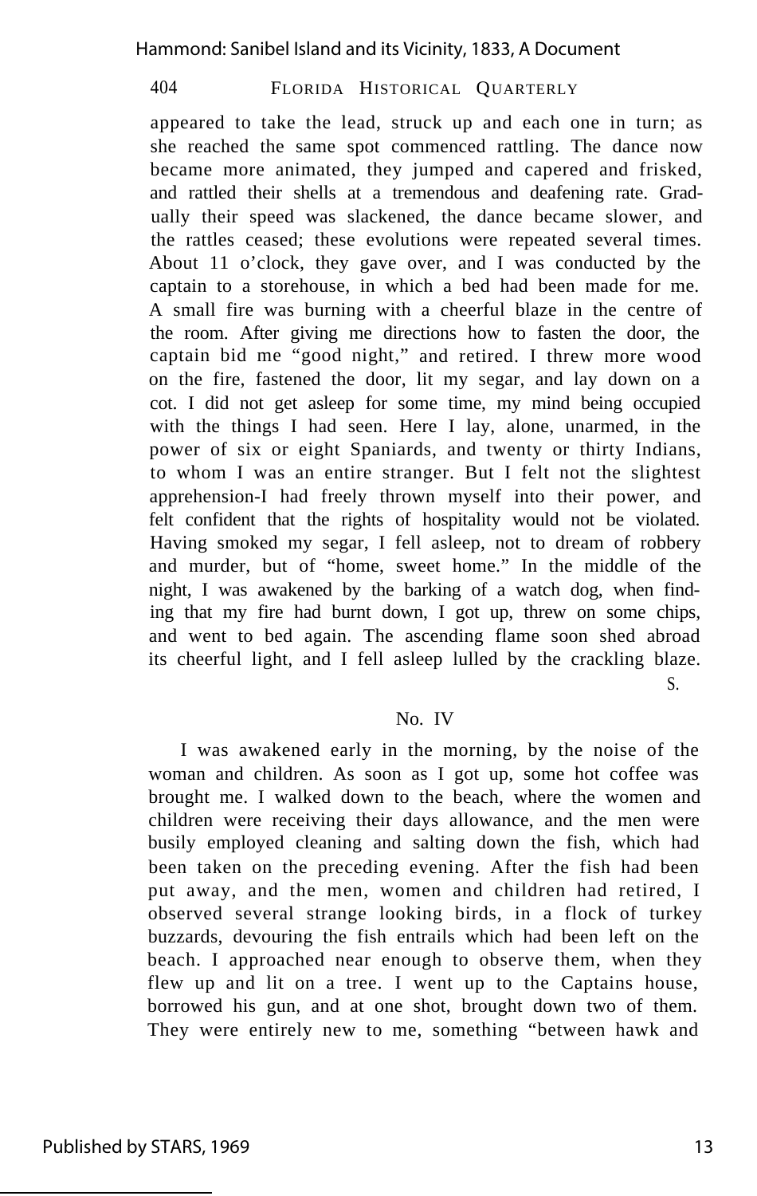appeared to take the lead, struck up and each one in turn; as she reached the same spot commenced rattling. The dance now became more animated, they jumped and capered and frisked, and rattled their shells at a tremendous and deafening rate. Gradually their speed was slackened, the dance became slower, and the rattles ceased; these evolutions were repeated several times. About 11 o'clock, they gave over, and I was conducted by the captain to a storehouse, in which a bed had been made for me. A small fire was burning with a cheerful blaze in the centre of the room. After giving me directions how to fasten the door, the captain bid me "good night," and retired. I threw more wood on the fire, fastened the door, lit my segar, and lay down on a cot. I did not get asleep for some time, my mind being occupied with the things I had seen. Here I lay, alone, unarmed, in the power of six or eight Spaniards, and twenty or thirty Indians, to whom I was an entire stranger. But I felt not the slightest apprehension-I had freely thrown myself into their power, and felt confident that the rights of hospitality would not be violated. Having smoked my segar, I fell asleep, not to dream of robbery and murder, but of "home, sweet home." In the middle of the night, I was awakened by the barking of a watch dog, when finding that my fire had burnt down, I got up, threw on some chips, and went to bed again. The ascending flame soon shed abroad its cheerful light, and I fell asleep lulled by the crackling blaze.

S.

## No. IV

I was awakened early in the morning, by the noise of the woman and children. As soon as I got up, some hot coffee was brought me. I walked down to the beach, where the women and children were receiving their days allowance, and the men were busily employed cleaning and salting down the fish, which had been taken on the preceding evening. After the fish had been put away, and the men, women and children had retired, I observed several strange looking birds, in a flock of turkey buzzards, devouring the fish entrails which had been left on the beach. I approached near enough to observe them, when they flew up and lit on a tree. I went up to the Captains house, borrowed his gun, and at one shot, brought down two of them. They were entirely new to me, something "between hawk and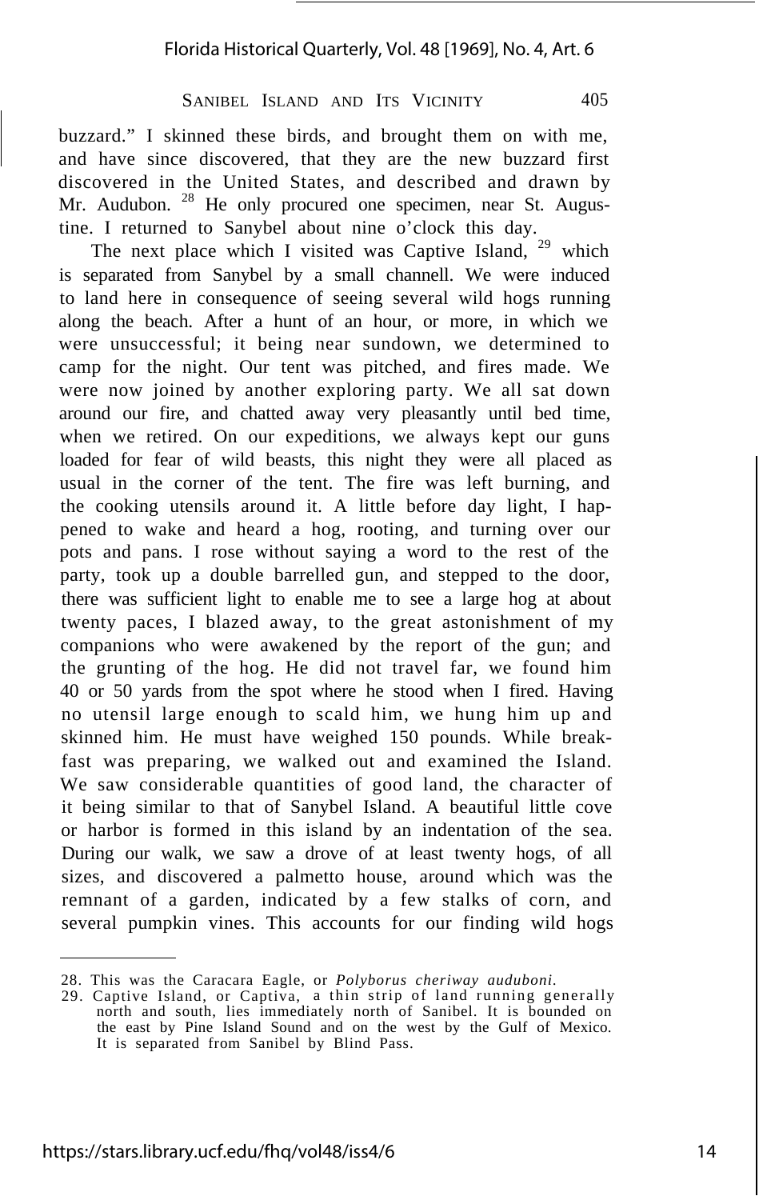buzzard." I skinned these birds, and brought them on with me, and have since discovered, that they are the new buzzard first discovered in the United States, and described and drawn by Mr. Audubon. [28] He only procured one specimen, near St. Augustine. I returned to Sanybel about nine o'clock this day.

The next place which I visited was Captive Island, [29] which is separated from Sanybel by a small channell. We were induced to land here in consequence of seeing several wild hogs running along the beach. After a hunt of an hour, or more, in which we were unsuccessful; it being near sundown, we determined to camp for the night. Our tent was pitched, and fires made. We were now joined by another exploring party. We all sat down around our fire, and chatted away very pleasantly until bed time, when we retired. On our expeditions, we always kept our guns loaded for fear of wild beasts, this night they were all placed as usual in the corner of the tent. The fire was left burning, and the cooking utensils around it. A little before day light, I happened to wake and heard a hog, rooting, and turning over our pots and pans. I rose without saying a word to the rest of the party, took up a double barrelled gun, and stepped to the door, there was sufficient light to enable me to see a large hog at about twenty paces, I blazed away, to the great astonishment of my companions who were awakened by the report of the gun; and the grunting of the hog. He did not travel far, we found him 40 or 50 yards from the spot where he stood when I fired. Having no utensil large enough to scald him, we hung him up and skinned him. He must have weighed 150 pounds. While breakfast was preparing, we walked out and examined the Island. We saw considerable quantities of good land, the character of it being similar to that of Sanybel Island. A beautiful little cove or harbor is formed in this island by an indentation of the sea. During our walk, we saw a drove of at least twenty hogs, of all sizes, and discovered a palmetto house, around which was the remnant of a garden, indicated by a few stalks of corn, and several pumpkin vines. This accounts for our finding wild hogs

---

28. This was the Caracara Eagle, or *Polyborus cheriway auduboni.*
29. Captive Island, or Captiva, a thin strip of land running generally north and south, lies immediately north of Sanibel. It is bounded on the east by Pine Island Sound and on the west by the Gulf of Mexico. It is separated from Sanibel by Blind Pass.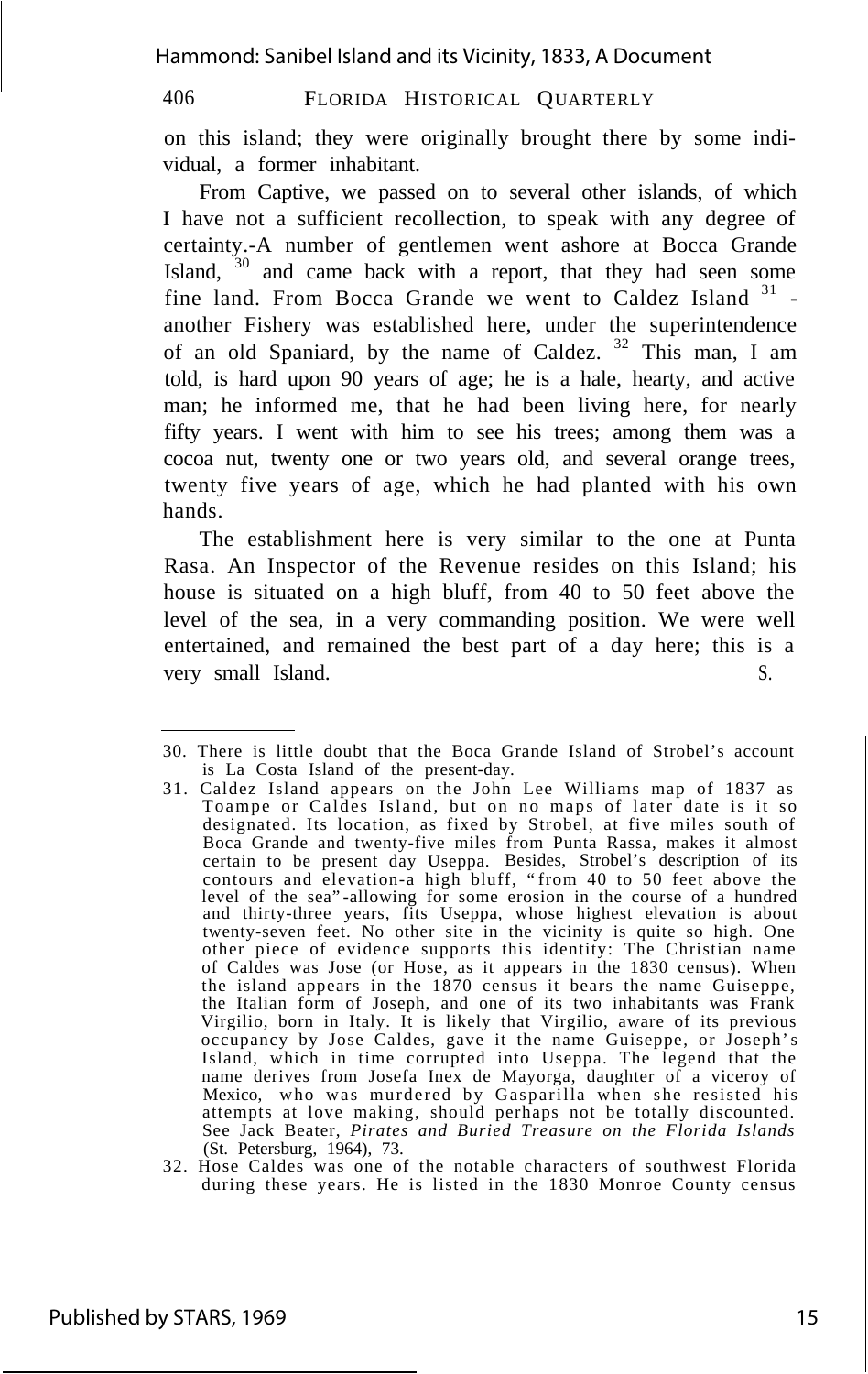on this island; they were originally brought there by some individual, a former inhabitant.

From Captive, we passed on to several other islands, of which I have not a sufficient recollection, to speak with any degree of certainty.-A number of gentlemen went ashore at Bocca Grande Island, [30] and came back with a report, that they had seen some fine land. From Bocca Grande we went to Caldez Island [31] - another Fishery was established here, under the superintendence of an old Spaniard, by the name of Caldez. [32] This man, I am told, is hard upon 90 years of age; he is a hale, hearty, and active man; he informed me, that he had been living here, for nearly fifty years. I went with him to see his trees; among them was a cocoa nut, twenty one or two years old, and several orange trees, twenty five years of age, which he had planted with his own hands.

The establishment here is very similar to the one at Punta Rasa. An Inspector of the Revenue resides on this Island; his house is situated on a high bluff, from 40 to 50 feet above the level of the sea, in a very commanding position. We were well entertained, and remained the best part of a day here; this is a very small Island. S.

---

30. There is little doubt that the Boca Grande Island of Strobel's account is La Costa Island of the present-day.

31. Caldez Island appears on the John Lee Williams map of 1837 as Toampe or Caldes Island, but on no maps of later date is it so designated. Its location, as fixed by Strobel, at five miles south of Boca Grande and twenty-five miles from Punta Rassa, makes it almost certain to be present day Useppa. Besides, Strobel's description of its contours and elevation-a high bluff, "from 40 to 50 feet above the level of the sea"-allowing for some erosion in the course of a hundred and thirty-three years, fits Useppa, whose highest elevation is about twenty-seven feet. No other site in the vicinity is quite so high. One other piece of evidence supports this identity: The Christian name of Caldes was Jose (or Hose, as it appears in the 1830 census). When the island appears in the 1870 census it bears the name Guiseppe, the Italian form of Joseph, and one of its two inhabitants was Frank Virgilio, born in Italy. It is likely that Virgilio, aware of its previous occupancy by Jose Caldes, gave it the name Guiseppe, or Joseph's Island, which in time corrupted into Useppa. The legend that the name derives from Josefa Inex de Mayorga, daughter of a viceroy of Mexico, who was murdered by Gasparilla when she resisted his attempts at love making, should perhaps not be totally discounted. See Jack Beater, *Pirates and Buried Treasure on the Florida Islands* (St. Petersburg, 1964), 73.

32. Hose Caldes was one of the notable characters of southwest Florida during these years. He is listed in the 1830 Monroe County census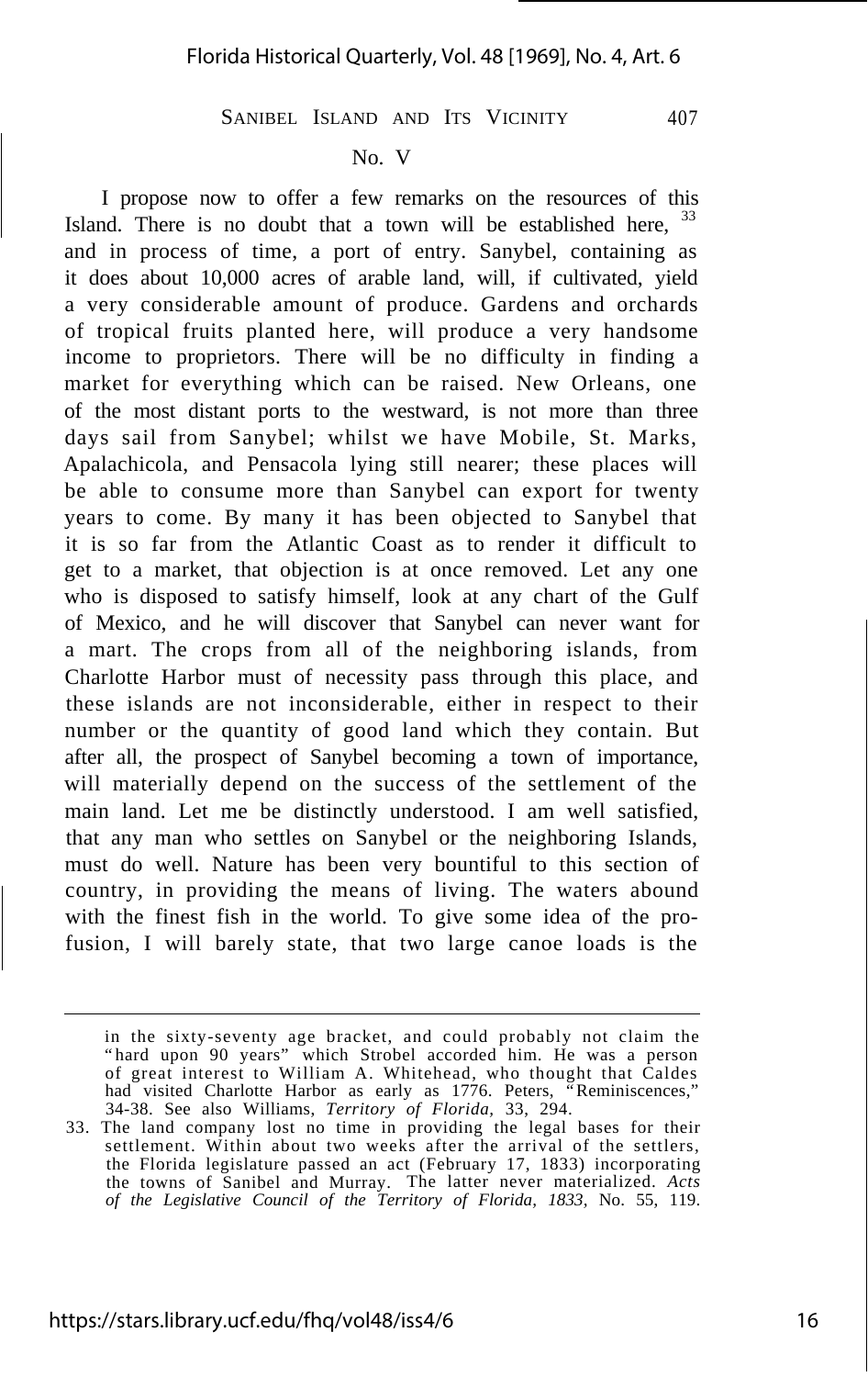No. V

I propose now to offer a few remarks on the resources of this Island. There is no doubt that a town will be established here, [33] and in process of time, a port of entry. Sanybel, containing as it does about 10,000 acres of arable land, will, if cultivated, yield a very considerable amount of produce. Gardens and orchards of tropical fruits planted here, will produce a very handsome income to proprietors. There will be no difficulty in finding a market for everything which can be raised. New Orleans, one of the most distant ports to the westward, is not more than three days sail from Sanybel; whilst we have Mobile, St. Marks, Apalachicola, and Pensacola lying still nearer; these places will be able to consume more than Sanybel can export for twenty years to come. By many it has been objected to Sanybel that it is so far from the Atlantic Coast as to render it difficult to get to a market, that objection is at once removed. Let any one who is disposed to satisfy himself, look at any chart of the Gulf of Mexico, and he will discover that Sanybel can never want for a mart. The crops from all of the neighboring islands, from Charlotte Harbor must of necessity pass through this place, and these islands are not inconsiderable, either in respect to their number or the quantity of good land which they contain. But after all, the prospect of Sanybel becoming a town of importance, will materially depend on the success of the settlement of the main land. Let me be distinctly understood. I am well satisfied, that any man who settles on Sanybel or the neighboring Islands, must do well. Nature has been very bountiful to this section of country, in providing the means of living. The waters abound with the finest fish in the world. To give some idea of the profusion, I will barely state, that two large canoe loads is the

---

in the sixty-seventy age bracket, and could probably not claim the "hard upon 90 years" which Strobel accorded him. He was a person of great interest to William A. Whitehead, who thought that Caldes had visited Charlotte Harbor as early as 1776. Peters, "Reminiscences," 34-38. See also Williams, *Territory of Florida,* 33, 294.

33. The land company lost no time in providing the legal bases for their settlement. Within about two weeks after the arrival of the settlers, the Florida legislature passed an act (February 17, 1833) incorporating the towns of Sanibel and Murray. The latter never materialized. *Acts of the Legislative Council of the Territory of Florida, 1833,* No. 55, 119.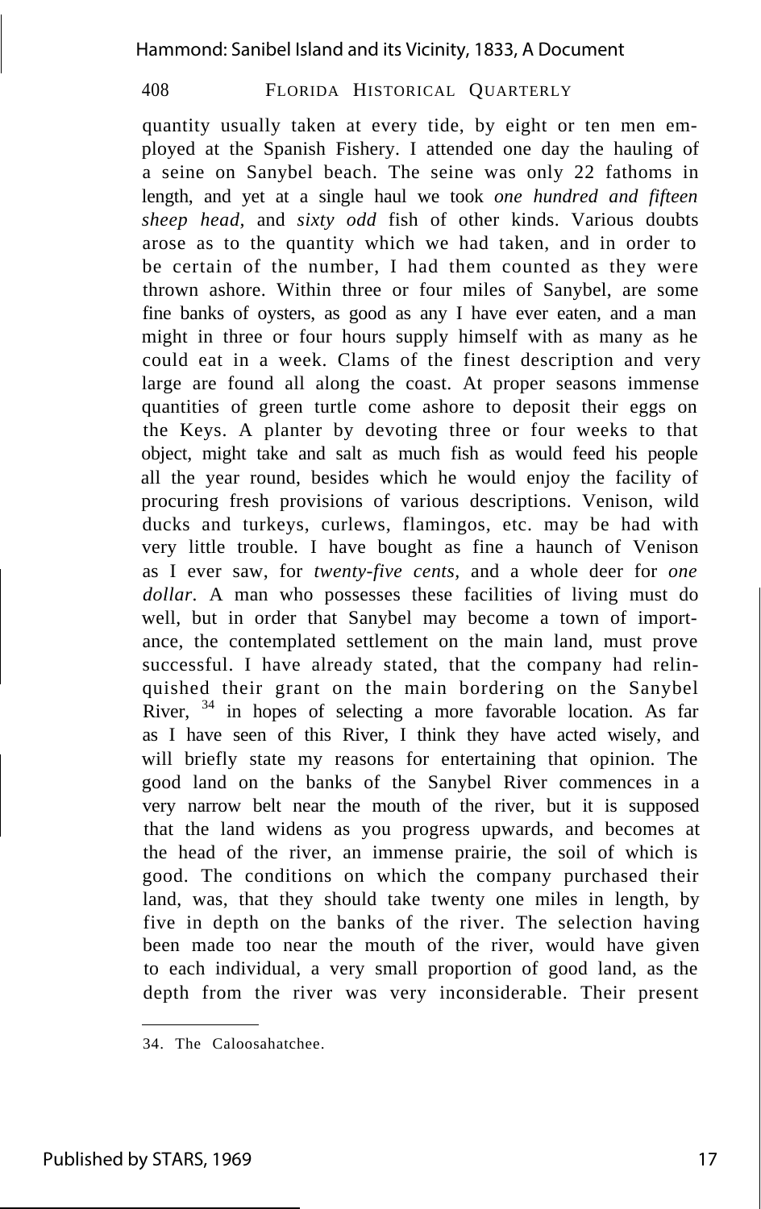quantity usually taken at every tide, by eight or ten men employed at the Spanish Fishery. I attended one day the hauling of a seine on Sanybel beach. The seine was only 22 fathoms in length, and yet at a single haul we took *one hundred and fifteen sheep head,* and *sixty odd* fish of other kinds. Various doubts arose as to the quantity which we had taken, and in order to be certain of the number, I had them counted as they were thrown ashore. Within three or four miles of Sanybel, are some fine banks of oysters, as good as any I have ever eaten, and a man might in three or four hours supply himself with as many as he could eat in a week. Clams of the finest description and very large are found all along the coast. At proper seasons immense quantities of green turtle come ashore to deposit their eggs on the Keys. A planter by devoting three or four weeks to that object, might take and salt as much fish as would feed his people all the year round, besides which he would enjoy the facility of procuring fresh provisions of various descriptions. Venison, wild ducks and turkeys, curlews, flamingos, etc. may be had with very little trouble. I have bought as fine a haunch of Venison as I ever saw, for *twenty-five cents,* and a whole deer for *one dollar.* A man who possesses these facilities of living must do well, but in order that Sanybel may become a town of importance, the contemplated settlement on the main land, must prove successful. I have already stated, that the company had relinquished their grant on the main bordering on the Sanybel River, [34] in hopes of selecting a more favorable location. As far as I have seen of this River, I think they have acted wisely, and will briefly state my reasons for entertaining that opinion. The good land on the banks of the Sanybel River commences in a very narrow belt near the mouth of the river, but it is supposed that the land widens as you progress upwards, and becomes at the head of the river, an immense prairie, the soil of which is good. The conditions on which the company purchased their land, was, that they should take twenty one miles in length, by five in depth on the banks of the river. The selection having been made too near the mouth of the river, would have given to each individual, a very small proportion of good land, as the depth from the river was very inconsiderable. Their present

---

34. The Caloosahatchee.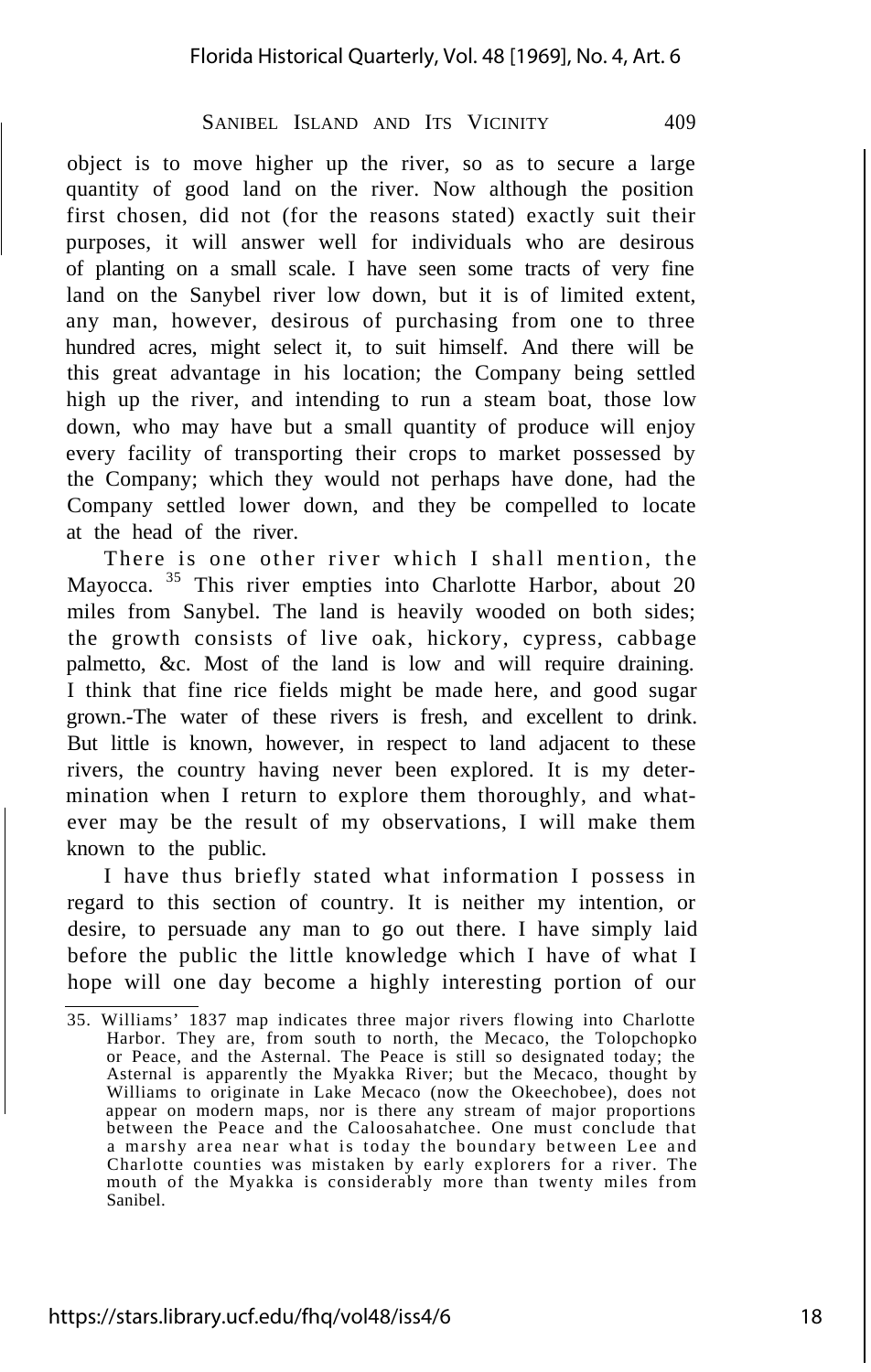object is to move higher up the river, so as to secure a large quantity of good land on the river. Now although the position first chosen, did not (for the reasons stated) exactly suit their purposes, it will answer well for individuals who are desirous of planting on a small scale. I have seen some tracts of very fine land on the Sanybel river low down, but it is of limited extent, any man, however, desirous of purchasing from one to three hundred acres, might select it, to suit himself. And there will be this great advantage in his location; the Company being settled high up the river, and intending to run a steam boat, those low down, who may have but a small quantity of produce will enjoy every facility of transporting their crops to market possessed by the Company; which they would not perhaps have done, had the Company settled lower down, and they be compelled to locate at the head of the river.

There is one other river which I shall mention, the Mayocca. [35] This river empties into Charlotte Harbor, about 20 miles from Sanybel. The land is heavily wooded on both sides; the growth consists of live oak, hickory, cypress, cabbage palmetto, &c. Most of the land is low and will require draining. I think that fine rice fields might be made here, and good sugar grown.-The water of these rivers is fresh, and excellent to drink. But little is known, however, in respect to land adjacent to these rivers, the country having never been explored. It is my determination when I return to explore them thoroughly, and whatever may be the result of my observations, I will make them known to the public.

I have thus briefly stated what information I possess in regard to this section of country. It is neither my intention, or desire, to persuade any man to go out there. I have simply laid before the public the little knowledge which I have of what I hope will one day become a highly interesting portion of our

---

35. Williams' 1837 map indicates three major rivers flowing into Charlotte Harbor. They are, from south to north, the Mecaco, the Tolopchopko or Peace, and the Asternal. The Peace is still so designated today; the Asternal is apparently the Myakka River; but the Mecaco, thought by Williams to originate in Lake Mecaco (now the Okeechobee), does not appear on modern maps, nor is there any stream of major proportions between the Peace and the Caloosahatchee. One must conclude that a marshy area near what is today the boundary between Lee and Charlotte counties was mistaken by early explorers for a river. The mouth of the Myakka is considerably more than twenty miles from Sanibel.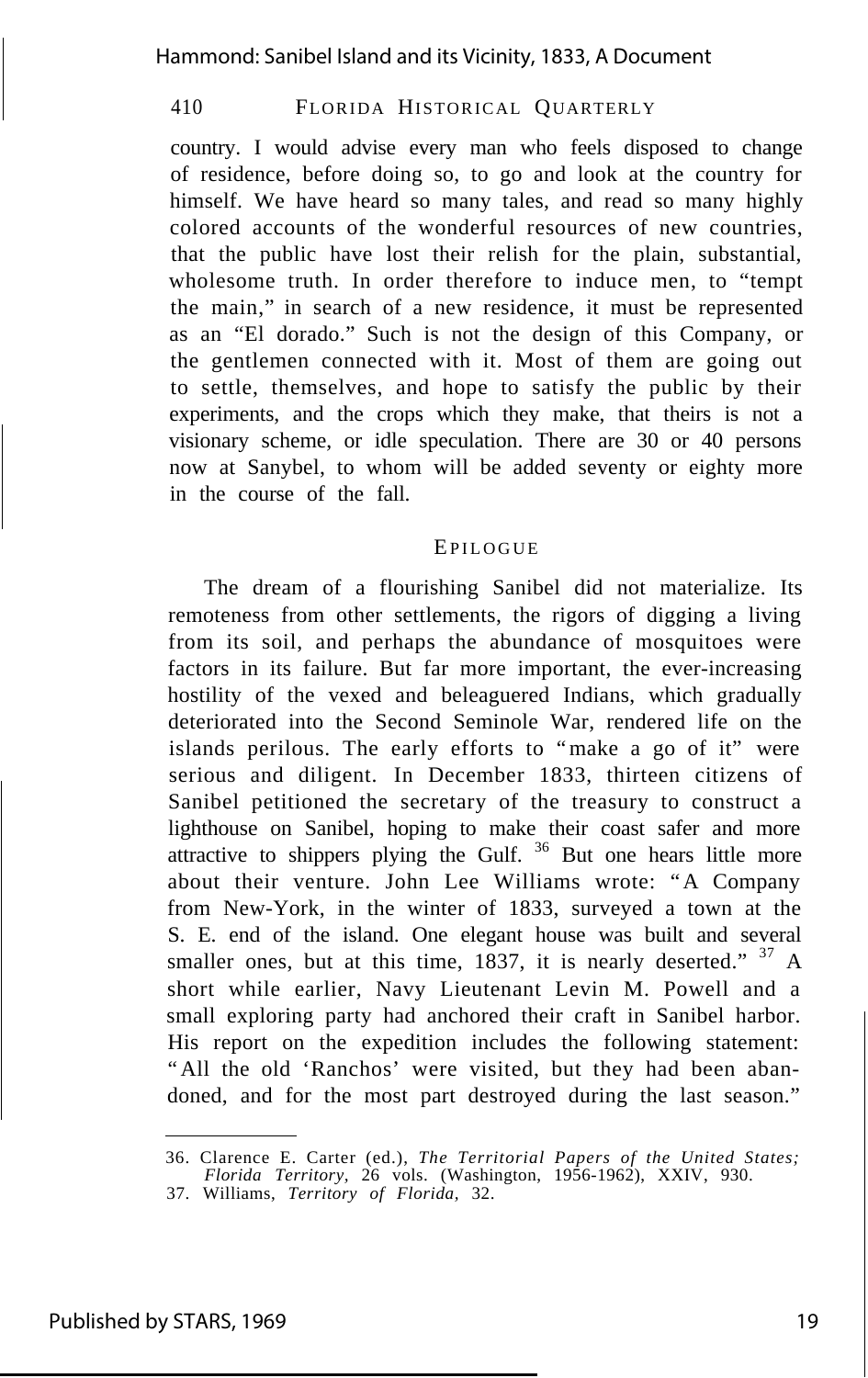country. I would advise every man who feels disposed to change of residence, before doing so, to go and look at the country for himself. We have heard so many tales, and read so many highly colored accounts of the wonderful resources of new countries, that the public have lost their relish for the plain, substantial, wholesome truth. In order therefore to induce men, to "tempt the main," in search of a new residence, it must be represented as an "El dorado." Such is not the design of this Company, or the gentlemen connected with it. Most of them are going out to settle, themselves, and hope to satisfy the public by their experiments, and the crops which they make, that theirs is not a visionary scheme, or idle speculation. There are 30 or 40 persons now at Sanybel, to whom will be added seventy or eighty more in the course of the fall.

## EPILOGUE

The dream of a flourishing Sanibel did not materialize. Its remoteness from other settlements, the rigors of digging a living from its soil, and perhaps the abundance of mosquitoes were factors in its failure. But far more important, the ever-increasing hostility of the vexed and beleaguered Indians, which gradually deteriorated into the Second Seminole War, rendered life on the islands perilous. The early efforts to "make a go of it" were serious and diligent. In December 1833, thirteen citizens of Sanibel petitioned the secretary of the treasury to construct a lighthouse on Sanibel, hoping to make their coast safer and more attractive to shippers plying the Gulf. [36] But one hears little more about their venture. John Lee Williams wrote: "A Company from New-York, in the winter of 1833, surveyed a town at the S. E. end of the island. One elegant house was built and several smaller ones, but at this time, 1837, it is nearly deserted." [37] A short while earlier, Navy Lieutenant Levin M. Powell and a small exploring party had anchored their craft in Sanibel harbor. His report on the expedition includes the following statement: "All the old 'Ranchos' were visited, but they had been abandoned, and for the most part destroyed during the last season."

---

36. Clarence E. Carter (ed.), *The Territorial Papers of the United States; Florida Territory*, 26 vols. (Washington, 1956-1962), XXIV, 930.
37. Williams, *Territory of Florida*, 32.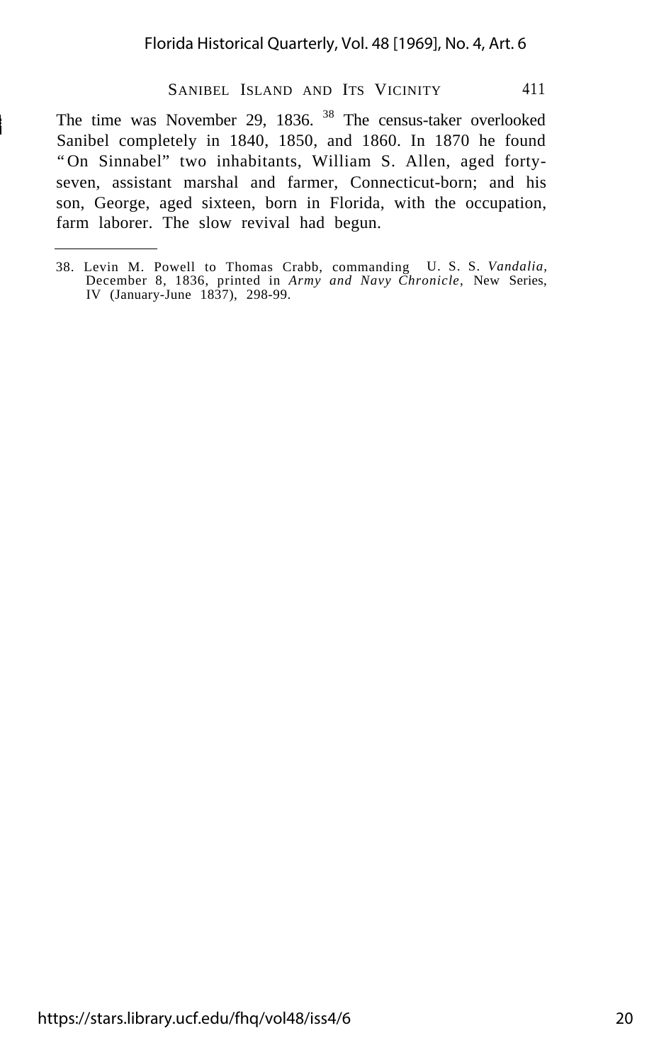The time was November 29, 1836.[38] The census-taker overlooked Sanibel completely in 1840, 1850, and 1860. In 1870 he found "On Sinnabel" two inhabitants, William S. Allen, aged forty-seven, assistant marshal and farmer, Connecticut-born; and his son, George, aged sixteen, born in Florida, with the occupation, farm laborer. The slow revival had begun.

---

38. Levin M. Powell to Thomas Crabb, commanding U. S. S. *Vandalia*, December 8, 1836, printed in *Army and Navy Chronicle*, New Series, IV (January-June 1837), 298-99.